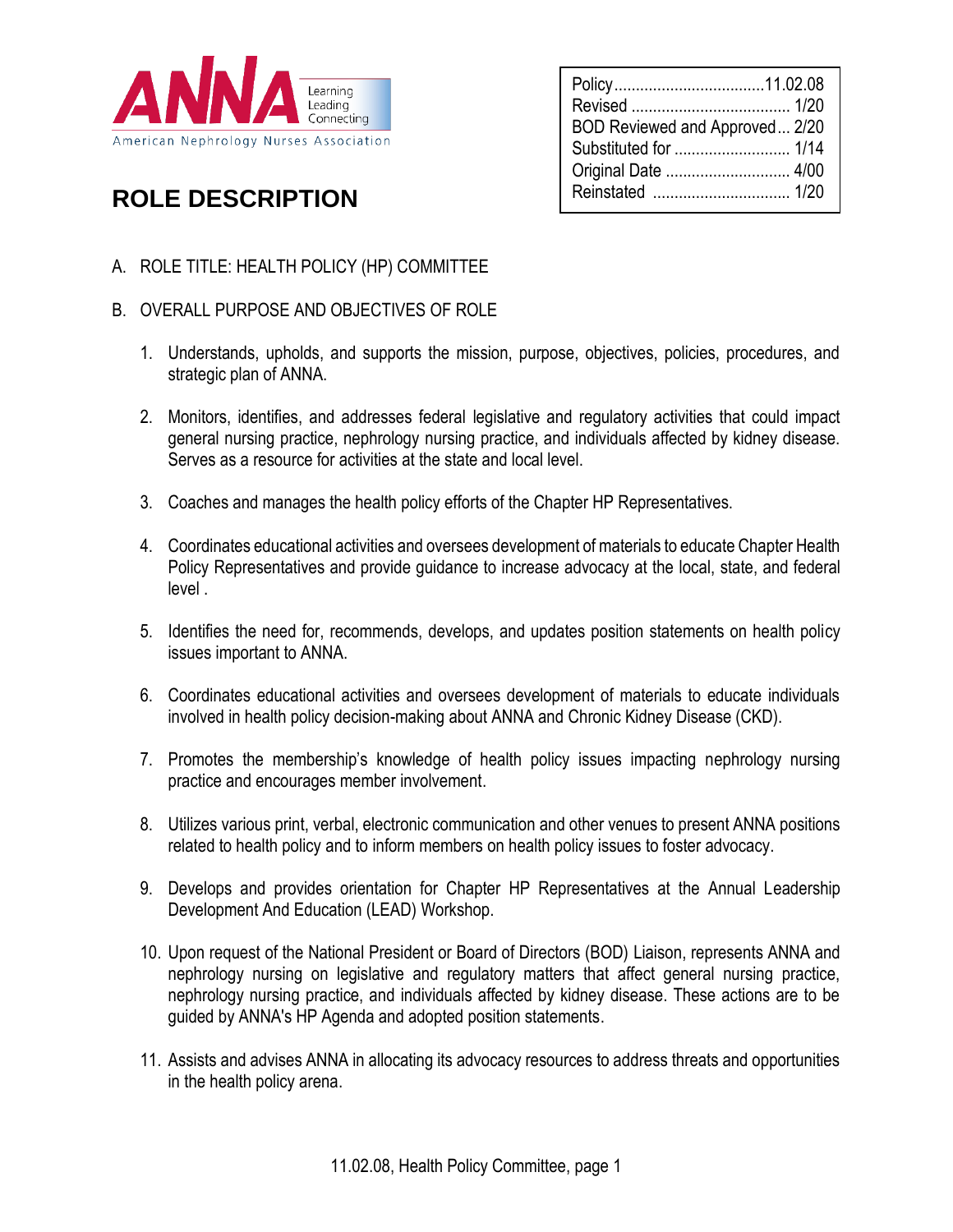ANNA Learning Leading Connecting

American Nephrology Nurses Association

# ROLE DESCRIPTION

| | |
|---|---|
| Policy | 11.02.08 |
| Revised | 1/20 |
| BOD Reviewed and Approved | 2/20 |
| Substituted for | 1/14 |
| Original Date | 4/00 |
| Reinstated | 1/20 |

A. ROLE TITLE: HEALTH POLICY (HP) COMMITTEE

B. OVERALL PURPOSE AND OBJECTIVES OF ROLE

1. Understands, upholds, and supports the mission, purpose, objectives, policies, procedures, and strategic plan of ANNA.

2. Monitors, identifies, and addresses federal legislative and regulatory activities that could impact general nursing practice, nephrology nursing practice, and individuals affected by kidney disease. Serves as a resource for activities at the state and local level.

3. Coaches and manages the health policy efforts of the Chapter HP Representatives.

4. Coordinates educational activities and oversees development of materials to educate Chapter Health Policy Representatives and provide guidance to increase advocacy at the local, state, and federal level .

5. Identifies the need for, recommends, develops, and updates position statements on health policy issues important to ANNA.

6. Coordinates educational activities and oversees development of materials to educate individuals involved in health policy decision-making about ANNA and Chronic Kidney Disease (CKD).

7. Promotes the membership's knowledge of health policy issues impacting nephrology nursing practice and encourages member involvement.

8. Utilizes various print, verbal, electronic communication and other venues to present ANNA positions related to health policy and to inform members on health policy issues to foster advocacy.

9. Develops and provides orientation for Chapter HP Representatives at the Annual Leadership Development And Education (LEAD) Workshop.

10. Upon request of the National President or Board of Directors (BOD) Liaison, represents ANNA and nephrology nursing on legislative and regulatory matters that affect general nursing practice, nephrology nursing practice, and individuals affected by kidney disease. These actions are to be guided by ANNA's HP Agenda and adopted position statements.

11. Assists and advises ANNA in allocating its advocacy resources to address threats and opportunities in the health policy arena.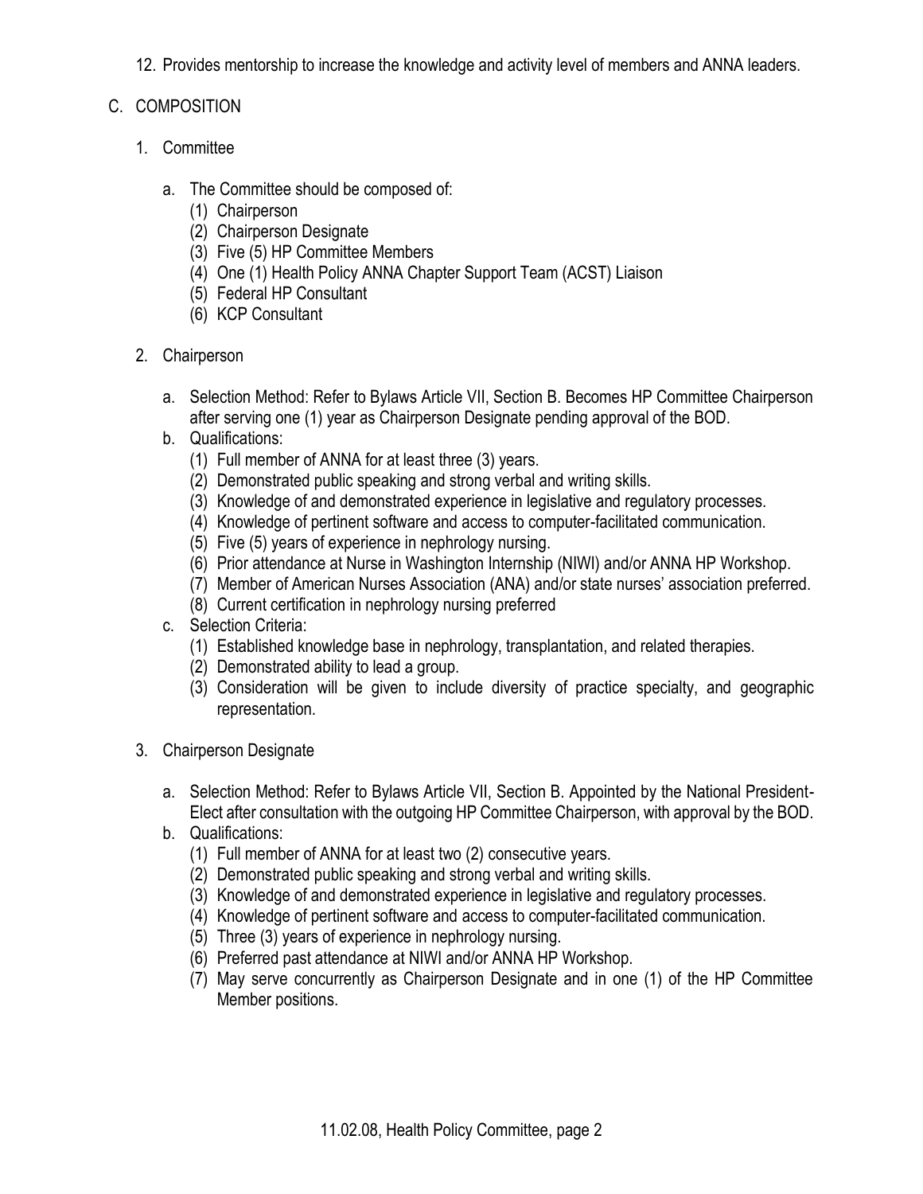12. Provides mentorship to increase the knowledge and activity level of members and ANNA leaders.

C. COMPOSITION

1. Committee

   a. The Committee should be composed of:
      (1) Chairperson
      (2) Chairperson Designate
      (3) Five (5) HP Committee Members
      (4) One (1) Health Policy ANNA Chapter Support Team (ACST) Liaison
      (5) Federal HP Consultant
      (6) KCP Consultant

2. Chairperson

   a. Selection Method: Refer to Bylaws Article VII, Section B. Becomes HP Committee Chairperson after serving one (1) year as Chairperson Designate pending approval of the BOD.
   b. Qualifications:
      (1) Full member of ANNA for at least three (3) years.
      (2) Demonstrated public speaking and strong verbal and writing skills.
      (3) Knowledge of and demonstrated experience in legislative and regulatory processes.
      (4) Knowledge of pertinent software and access to computer-facilitated communication.
      (5) Five (5) years of experience in nephrology nursing.
      (6) Prior attendance at Nurse in Washington Internship (NIWI) and/or ANNA HP Workshop.
      (7) Member of American Nurses Association (ANA) and/or state nurses' association preferred.
      (8) Current certification in nephrology nursing preferred
   c. Selection Criteria:
      (1) Established knowledge base in nephrology, transplantation, and related therapies.
      (2) Demonstrated ability to lead a group.
      (3) Consideration will be given to include diversity of practice specialty, and geographic representation.

3. Chairperson Designate

   a. Selection Method: Refer to Bylaws Article VII, Section B. Appointed by the National President-Elect after consultation with the outgoing HP Committee Chairperson, with approval by the BOD.
   b. Qualifications:
      (1) Full member of ANNA for at least two (2) consecutive years.
      (2) Demonstrated public speaking and strong verbal and writing skills.
      (3) Knowledge of and demonstrated experience in legislative and regulatory processes.
      (4) Knowledge of pertinent software and access to computer-facilitated communication.
      (5) Three (3) years of experience in nephrology nursing.
      (6) Preferred past attendance at NIWI and/or ANNA HP Workshop.
      (7) May serve concurrently as Chairperson Designate and in one (1) of the HP Committee Member positions.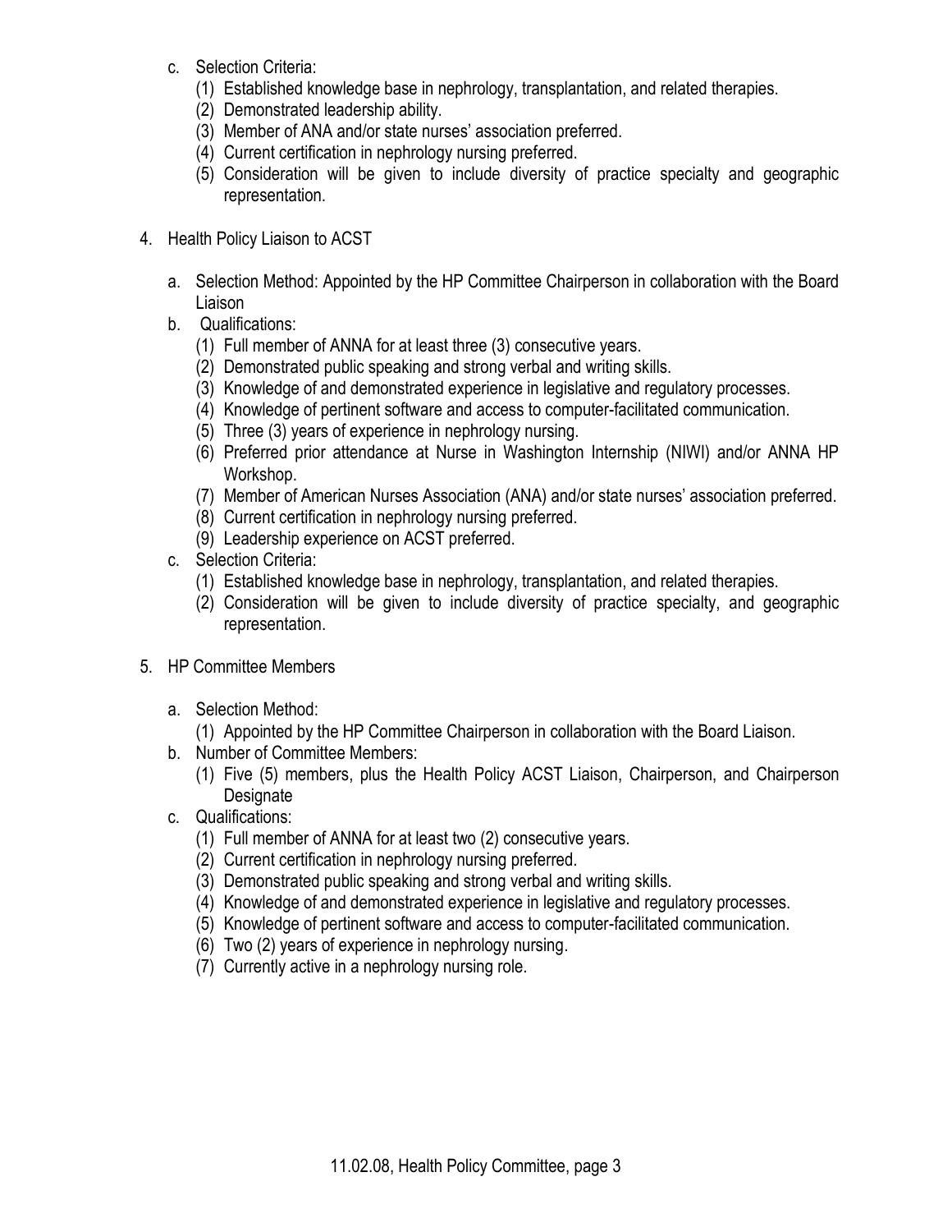c. Selection Criteria:
   (1) Established knowledge base in nephrology, transplantation, and related therapies.
   (2) Demonstrated leadership ability.
   (3) Member of ANA and/or state nurses' association preferred.
   (4) Current certification in nephrology nursing preferred.
   (5) Consideration will be given to include diversity of practice specialty and geographic representation.

4. Health Policy Liaison to ACST

   a. Selection Method: Appointed by the HP Committee Chairperson in collaboration with the Board Liaison
   b. Qualifications:
      (1) Full member of ANNA for at least three (3) consecutive years.
      (2) Demonstrated public speaking and strong verbal and writing skills.
      (3) Knowledge of and demonstrated experience in legislative and regulatory processes.
      (4) Knowledge of pertinent software and access to computer-facilitated communication.
      (5) Three (3) years of experience in nephrology nursing.
      (6) Preferred prior attendance at Nurse in Washington Internship (NIWI) and/or ANNA HP Workshop.
      (7) Member of American Nurses Association (ANA) and/or state nurses' association preferred.
      (8) Current certification in nephrology nursing preferred.
      (9) Leadership experience on ACST preferred.
   c. Selection Criteria:
      (1) Established knowledge base in nephrology, transplantation, and related therapies.
      (2) Consideration will be given to include diversity of practice specialty, and geographic representation.

5. HP Committee Members

   a. Selection Method:
      (1) Appointed by the HP Committee Chairperson in collaboration with the Board Liaison.
   b. Number of Committee Members:
      (1) Five (5) members, plus the Health Policy ACST Liaison, Chairperson, and Chairperson Designate
   c. Qualifications:
      (1) Full member of ANNA for at least two (2) consecutive years.
      (2) Current certification in nephrology nursing preferred.
      (3) Demonstrated public speaking and strong verbal and writing skills.
      (4) Knowledge of and demonstrated experience in legislative and regulatory processes.
      (5) Knowledge of pertinent software and access to computer-facilitated communication.
      (6) Two (2) years of experience in nephrology nursing.
      (7) Currently active in a nephrology nursing role.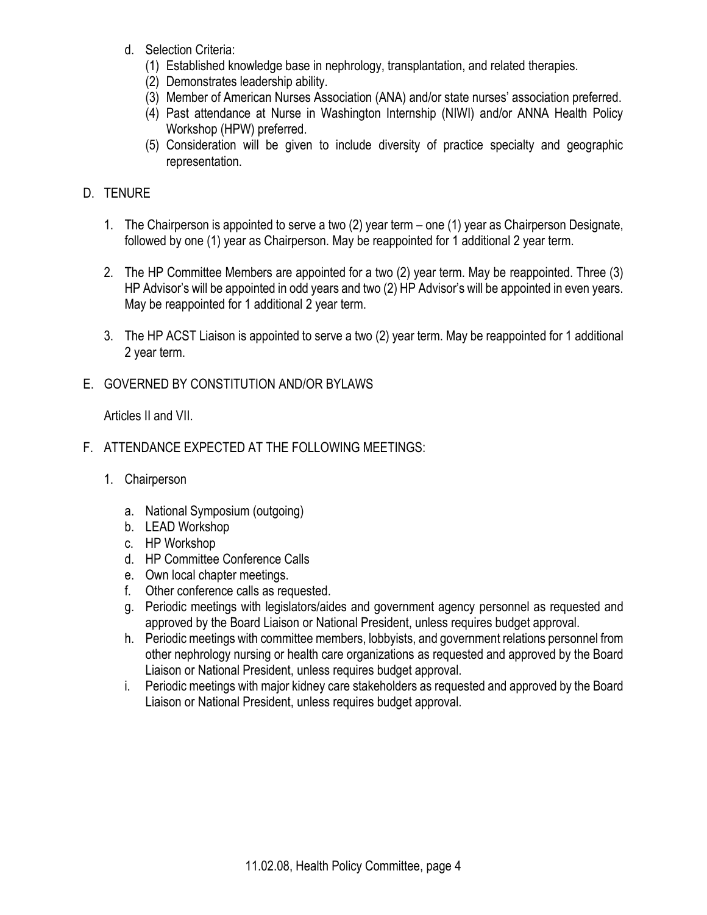d. Selection Criteria:
   (1) Established knowledge base in nephrology, transplantation, and related therapies.
   (2) Demonstrates leadership ability.
   (3) Member of American Nurses Association (ANA) and/or state nurses' association preferred.
   (4) Past attendance at Nurse in Washington Internship (NIWI) and/or ANNA Health Policy Workshop (HPW) preferred.
   (5) Consideration will be given to include diversity of practice specialty and geographic representation.

D. TENURE

1. The Chairperson is appointed to serve a two (2) year term – one (1) year as Chairperson Designate, followed by one (1) year as Chairperson. May be reappointed for 1 additional 2 year term.

2. The HP Committee Members are appointed for a two (2) year term. May be reappointed. Three (3) HP Advisor's will be appointed in odd years and two (2) HP Advisor's will be appointed in even years. May be reappointed for 1 additional 2 year term.

3. The HP ACST Liaison is appointed to serve a two (2) year term. May be reappointed for 1 additional 2 year term.

E. GOVERNED BY CONSTITUTION AND/OR BYLAWS

Articles II and VII.

F. ATTENDANCE EXPECTED AT THE FOLLOWING MEETINGS:

1. Chairperson

   a. National Symposium (outgoing)
   b. LEAD Workshop
   c. HP Workshop
   d. HP Committee Conference Calls
   e. Own local chapter meetings.
   f. Other conference calls as requested.
   g. Periodic meetings with legislators/aides and government agency personnel as requested and approved by the Board Liaison or National President, unless requires budget approval.
   h. Periodic meetings with committee members, lobbyists, and government relations personnel from other nephrology nursing or health care organizations as requested and approved by the Board Liaison or National President, unless requires budget approval.
   i. Periodic meetings with major kidney care stakeholders as requested and approved by the Board Liaison or National President, unless requires budget approval.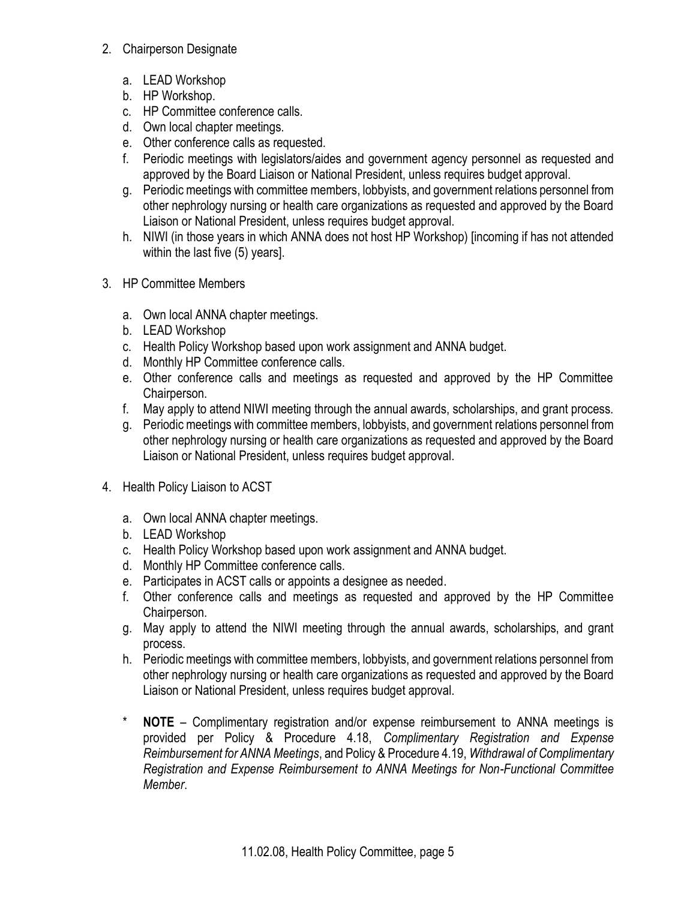2. Chairperson Designate

   a. LEAD Workshop
   b. HP Workshop.
   c. HP Committee conference calls.
   d. Own local chapter meetings.
   e. Other conference calls as requested.
   f. Periodic meetings with legislators/aides and government agency personnel as requested and approved by the Board Liaison or National President, unless requires budget approval.
   g. Periodic meetings with committee members, lobbyists, and government relations personnel from other nephrology nursing or health care organizations as requested and approved by the Board Liaison or National President, unless requires budget approval.
   h. NIWI (in those years in which ANNA does not host HP Workshop) [incoming if has not attended within the last five (5) years].

3. HP Committee Members

   a. Own local ANNA chapter meetings.
   b. LEAD Workshop
   c. Health Policy Workshop based upon work assignment and ANNA budget.
   d. Monthly HP Committee conference calls.
   e. Other conference calls and meetings as requested and approved by the HP Committee Chairperson.
   f. May apply to attend NIWI meeting through the annual awards, scholarships, and grant process.
   g. Periodic meetings with committee members, lobbyists, and government relations personnel from other nephrology nursing or health care organizations as requested and approved by the Board Liaison or National President, unless requires budget approval.

4. Health Policy Liaison to ACST

   a. Own local ANNA chapter meetings.
   b. LEAD Workshop
   c. Health Policy Workshop based upon work assignment and ANNA budget.
   d. Monthly HP Committee conference calls.
   e. Participates in ACST calls or appoints a designee as needed.
   f. Other conference calls and meetings as requested and approved by the HP Committee Chairperson.
   g. May apply to attend the NIWI meeting through the annual awards, scholarships, and grant process.
   h. Periodic meetings with committee members, lobbyists, and government relations personnel from other nephrology nursing or health care organizations as requested and approved by the Board Liaison or National President, unless requires budget approval.

   \* **NOTE** – Complimentary registration and/or expense reimbursement to ANNA meetings is provided per Policy & Procedure 4.18, *Complimentary Registration and Expense Reimbursement for ANNA Meetings*, and Policy & Procedure 4.19, *Withdrawal of Complimentary Registration and Expense Reimbursement to ANNA Meetings for Non-Functional Committee Member*.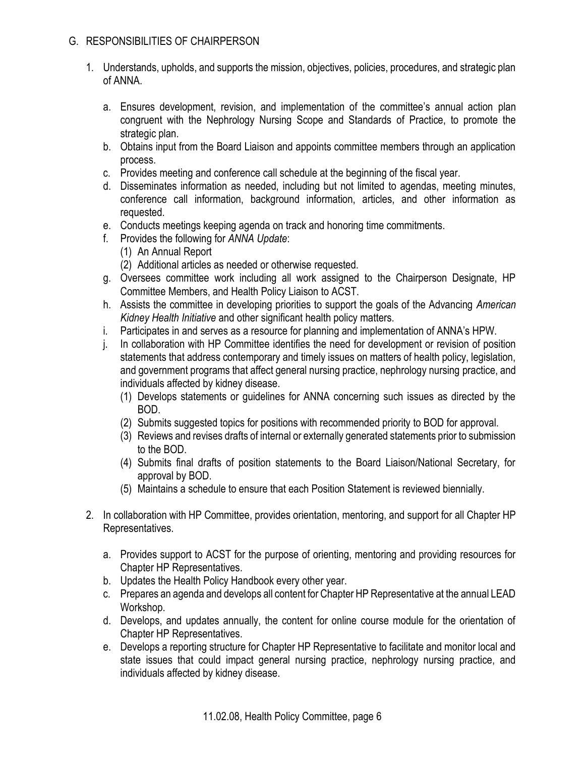## G. RESPONSIBILITIES OF CHAIRPERSON

1. Understands, upholds, and supports the mission, objectives, policies, procedures, and strategic plan of ANNA.

   a. Ensures development, revision, and implementation of the committee's annual action plan congruent with the Nephrology Nursing Scope and Standards of Practice, to promote the strategic plan.
   b. Obtains input from the Board Liaison and appoints committee members through an application process.
   c. Provides meeting and conference call schedule at the beginning of the fiscal year.
   d. Disseminates information as needed, including but not limited to agendas, meeting minutes, conference call information, background information, articles, and other information as requested.
   e. Conducts meetings keeping agenda on track and honoring time commitments.
   f. Provides the following for *ANNA Update*:
      (1) An Annual Report
      (2) Additional articles as needed or otherwise requested.
   g. Oversees committee work including all work assigned to the Chairperson Designate, HP Committee Members, and Health Policy Liaison to ACST.
   h. Assists the committee in developing priorities to support the goals of the Advancing *American Kidney Health Initiative* and other significant health policy matters.
   i. Participates in and serves as a resource for planning and implementation of ANNA's HPW.
   j. In collaboration with HP Committee identifies the need for development or revision of position statements that address contemporary and timely issues on matters of health policy, legislation, and government programs that affect general nursing practice, nephrology nursing practice, and individuals affected by kidney disease.
      (1) Develops statements or guidelines for ANNA concerning such issues as directed by the BOD.
      (2) Submits suggested topics for positions with recommended priority to BOD for approval.
      (3) Reviews and revises drafts of internal or externally generated statements prior to submission to the BOD.
      (4) Submits final drafts of position statements to the Board Liaison/National Secretary, for approval by BOD.
      (5) Maintains a schedule to ensure that each Position Statement is reviewed biennially.

2. In collaboration with HP Committee, provides orientation, mentoring, and support for all Chapter HP Representatives.

   a. Provides support to ACST for the purpose of orienting, mentoring and providing resources for Chapter HP Representatives.
   b. Updates the Health Policy Handbook every other year.
   c. Prepares an agenda and develops all content for Chapter HP Representative at the annual LEAD Workshop.
   d. Develops, and updates annually, the content for online course module for the orientation of Chapter HP Representatives.
   e. Develops a reporting structure for Chapter HP Representative to facilitate and monitor local and state issues that could impact general nursing practice, nephrology nursing practice, and individuals affected by kidney disease.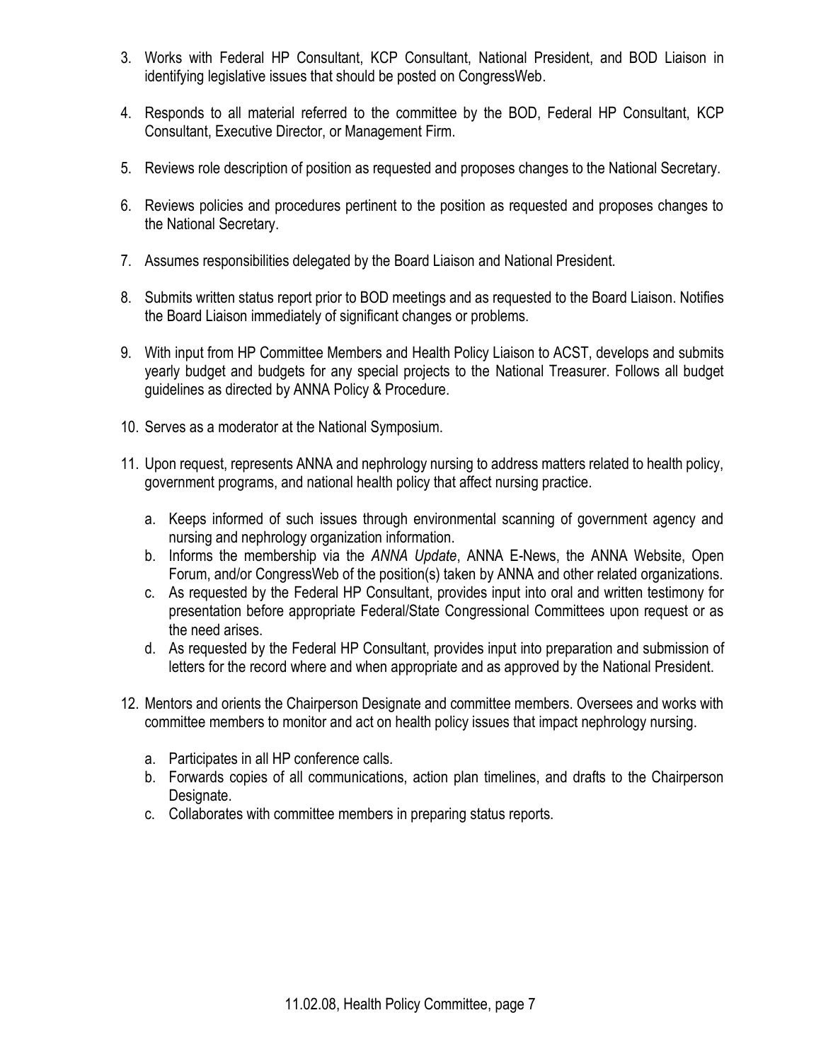3. Works with Federal HP Consultant, KCP Consultant, National President, and BOD Liaison in identifying legislative issues that should be posted on CongressWeb.

4. Responds to all material referred to the committee by the BOD, Federal HP Consultant, KCP Consultant, Executive Director, or Management Firm.

5. Reviews role description of position as requested and proposes changes to the National Secretary.

6. Reviews policies and procedures pertinent to the position as requested and proposes changes to the National Secretary.

7. Assumes responsibilities delegated by the Board Liaison and National President.

8. Submits written status report prior to BOD meetings and as requested to the Board Liaison. Notifies the Board Liaison immediately of significant changes or problems.

9. With input from HP Committee Members and Health Policy Liaison to ACST, develops and submits yearly budget and budgets for any special projects to the National Treasurer. Follows all budget guidelines as directed by ANNA Policy & Procedure.

10. Serves as a moderator at the National Symposium.

11. Upon request, represents ANNA and nephrology nursing to address matters related to health policy, government programs, and national health policy that affect nursing practice.

    a. Keeps informed of such issues through environmental scanning of government agency and nursing and nephrology organization information.
    b. Informs the membership via the *ANNA Update*, ANNA E-News, the ANNA Website, Open Forum, and/or CongressWeb of the position(s) taken by ANNA and other related organizations.
    c. As requested by the Federal HP Consultant, provides input into oral and written testimony for presentation before appropriate Federal/State Congressional Committees upon request or as the need arises.
    d. As requested by the Federal HP Consultant, provides input into preparation and submission of letters for the record where and when appropriate and as approved by the National President.

12. Mentors and orients the Chairperson Designate and committee members. Oversees and works with committee members to monitor and act on health policy issues that impact nephrology nursing.

    a. Participates in all HP conference calls.
    b. Forwards copies of all communications, action plan timelines, and drafts to the Chairperson Designate.
    c. Collaborates with committee members in preparing status reports.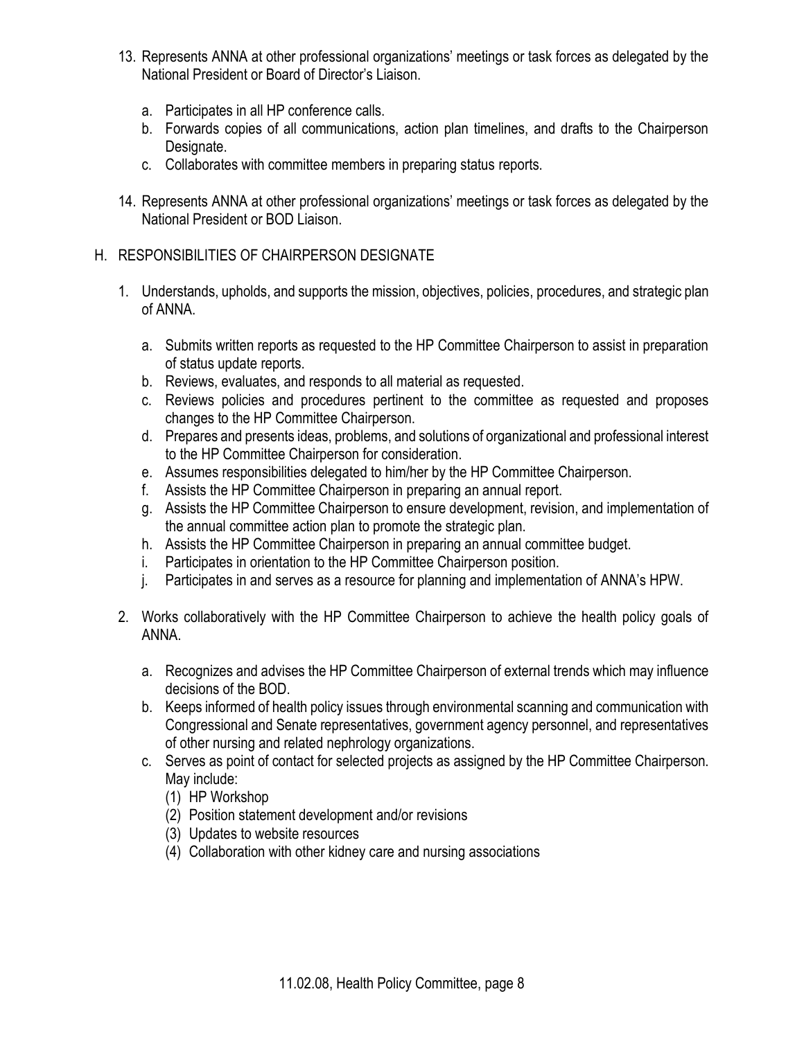13. Represents ANNA at other professional organizations' meetings or task forces as delegated by the National President or Board of Director's Liaison.

    a. Participates in all HP conference calls.
    b. Forwards copies of all communications, action plan timelines, and drafts to the Chairperson Designate.
    c. Collaborates with committee members in preparing status reports.

14. Represents ANNA at other professional organizations' meetings or task forces as delegated by the National President or BOD Liaison.

H. RESPONSIBILITIES OF CHAIRPERSON DESIGNATE

1. Understands, upholds, and supports the mission, objectives, policies, procedures, and strategic plan of ANNA.

    a. Submits written reports as requested to the HP Committee Chairperson to assist in preparation of status update reports.
    b. Reviews, evaluates, and responds to all material as requested.
    c. Reviews policies and procedures pertinent to the committee as requested and proposes changes to the HP Committee Chairperson.
    d. Prepares and presents ideas, problems, and solutions of organizational and professional interest to the HP Committee Chairperson for consideration.
    e. Assumes responsibilities delegated to him/her by the HP Committee Chairperson.
    f. Assists the HP Committee Chairperson in preparing an annual report.
    g. Assists the HP Committee Chairperson to ensure development, revision, and implementation of the annual committee action plan to promote the strategic plan.
    h. Assists the HP Committee Chairperson in preparing an annual committee budget.
    i. Participates in orientation to the HP Committee Chairperson position.
    j. Participates in and serves as a resource for planning and implementation of ANNA's HPW.

2. Works collaboratively with the HP Committee Chairperson to achieve the health policy goals of ANNA.

    a. Recognizes and advises the HP Committee Chairperson of external trends which may influence decisions of the BOD.
    b. Keeps informed of health policy issues through environmental scanning and communication with Congressional and Senate representatives, government agency personnel, and representatives of other nursing and related nephrology organizations.
    c. Serves as point of contact for selected projects as assigned by the HP Committee Chairperson. May include:
        (1) HP Workshop
        (2) Position statement development and/or revisions
        (3) Updates to website resources
        (4) Collaboration with other kidney care and nursing associations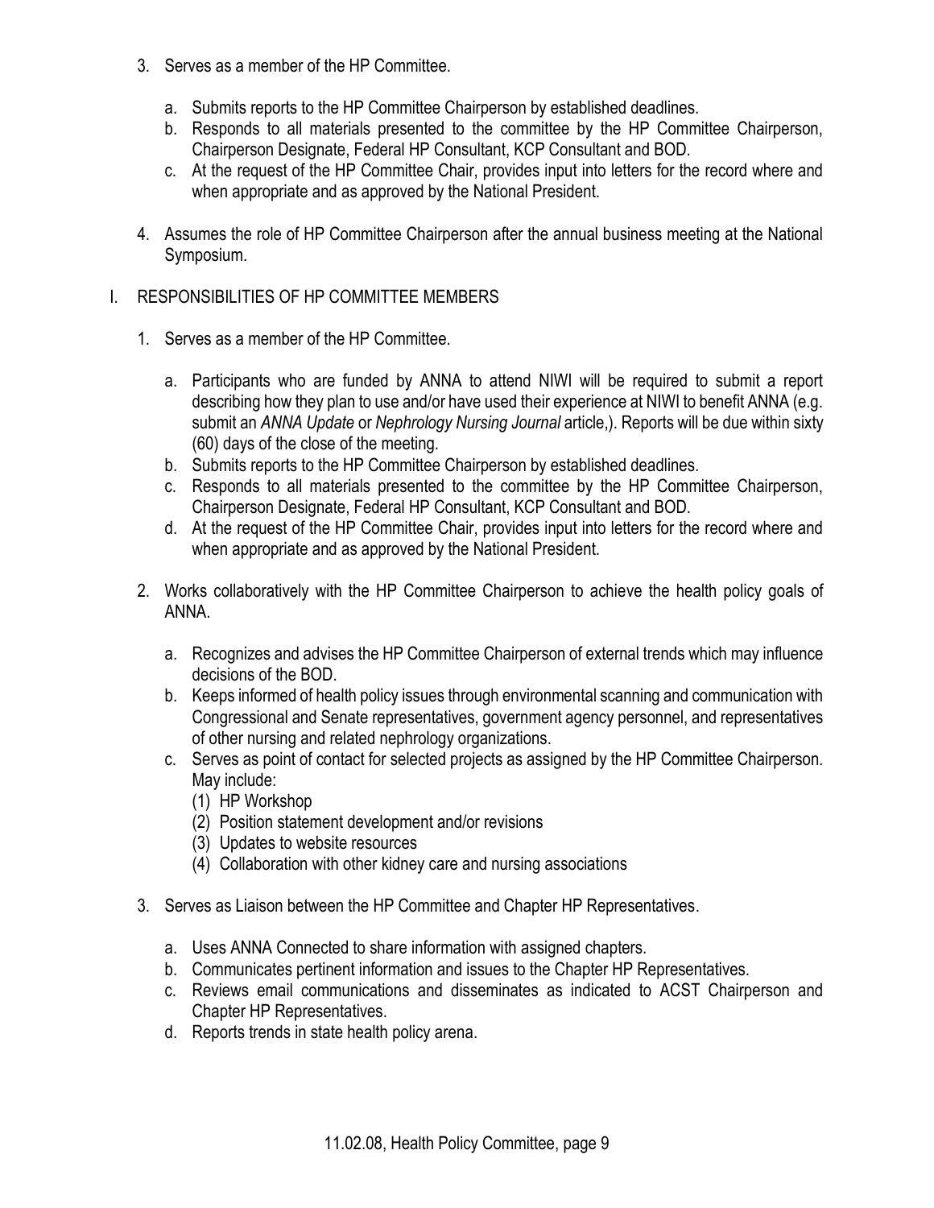3. Serves as a member of the HP Committee.

    a. Submits reports to the HP Committee Chairperson by established deadlines.
    b. Responds to all materials presented to the committee by the HP Committee Chairperson, Chairperson Designate, Federal HP Consultant, KCP Consultant and BOD.
    c. At the request of the HP Committee Chair, provides input into letters for the record where and when appropriate and as approved by the National President.

4. Assumes the role of HP Committee Chairperson after the annual business meeting at the National Symposium.

I. RESPONSIBILITIES OF HP COMMITTEE MEMBERS

1. Serves as a member of the HP Committee.

    a. Participants who are funded by ANNA to attend NIWI will be required to submit a report describing how they plan to use and/or have used their experience at NIWI to benefit ANNA (e.g. submit an *ANNA Update* or *Nephrology Nursing Journal* article,). Reports will be due within sixty (60) days of the close of the meeting.
    b. Submits reports to the HP Committee Chairperson by established deadlines.
    c. Responds to all materials presented to the committee by the HP Committee Chairperson, Chairperson Designate, Federal HP Consultant, KCP Consultant and BOD.
    d. At the request of the HP Committee Chair, provides input into letters for the record where and when appropriate and as approved by the National President.

2. Works collaboratively with the HP Committee Chairperson to achieve the health policy goals of ANNA.

    a. Recognizes and advises the HP Committee Chairperson of external trends which may influence decisions of the BOD.
    b. Keeps informed of health policy issues through environmental scanning and communication with Congressional and Senate representatives, government agency personnel, and representatives of other nursing and related nephrology organizations.
    c. Serves as point of contact for selected projects as assigned by the HP Committee Chairperson. May include:
        (1) HP Workshop
        (2) Position statement development and/or revisions
        (3) Updates to website resources
        (4) Collaboration with other kidney care and nursing associations

3. Serves as Liaison between the HP Committee and Chapter HP Representatives.

    a. Uses ANNA Connected to share information with assigned chapters.
    b. Communicates pertinent information and issues to the Chapter HP Representatives.
    c. Reviews email communications and disseminates as indicated to ACST Chairperson and Chapter HP Representatives.
    d. Reports trends in state health policy arena.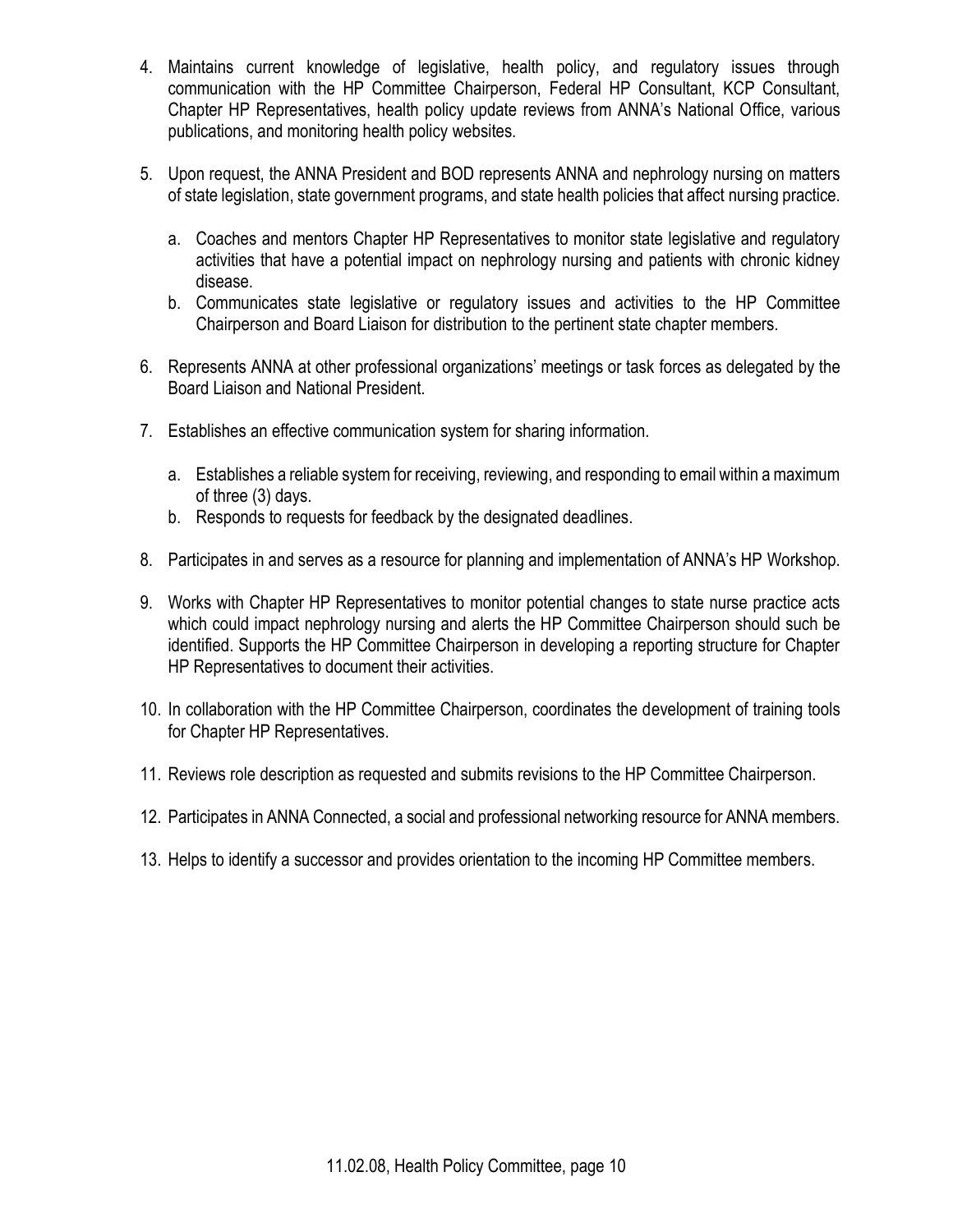4. Maintains current knowledge of legislative, health policy, and regulatory issues through communication with the HP Committee Chairperson, Federal HP Consultant, KCP Consultant, Chapter HP Representatives, health policy update reviews from ANNA's National Office, various publications, and monitoring health policy websites.

5. Upon request, the ANNA President and BOD represents ANNA and nephrology nursing on matters of state legislation, state government programs, and state health policies that affect nursing practice.

   a. Coaches and mentors Chapter HP Representatives to monitor state legislative and regulatory activities that have a potential impact on nephrology nursing and patients with chronic kidney disease.
   b. Communicates state legislative or regulatory issues and activities to the HP Committee Chairperson and Board Liaison for distribution to the pertinent state chapter members.

6. Represents ANNA at other professional organizations' meetings or task forces as delegated by the Board Liaison and National President.

7. Establishes an effective communication system for sharing information.

   a. Establishes a reliable system for receiving, reviewing, and responding to email within a maximum of three (3) days.
   b. Responds to requests for feedback by the designated deadlines.

8. Participates in and serves as a resource for planning and implementation of ANNA's HP Workshop.

9. Works with Chapter HP Representatives to monitor potential changes to state nurse practice acts which could impact nephrology nursing and alerts the HP Committee Chairperson should such be identified. Supports the HP Committee Chairperson in developing a reporting structure for Chapter HP Representatives to document their activities.

10. In collaboration with the HP Committee Chairperson, coordinates the development of training tools for Chapter HP Representatives.

11. Reviews role description as requested and submits revisions to the HP Committee Chairperson.

12. Participates in ANNA Connected, a social and professional networking resource for ANNA members.

13. Helps to identify a successor and provides orientation to the incoming HP Committee members.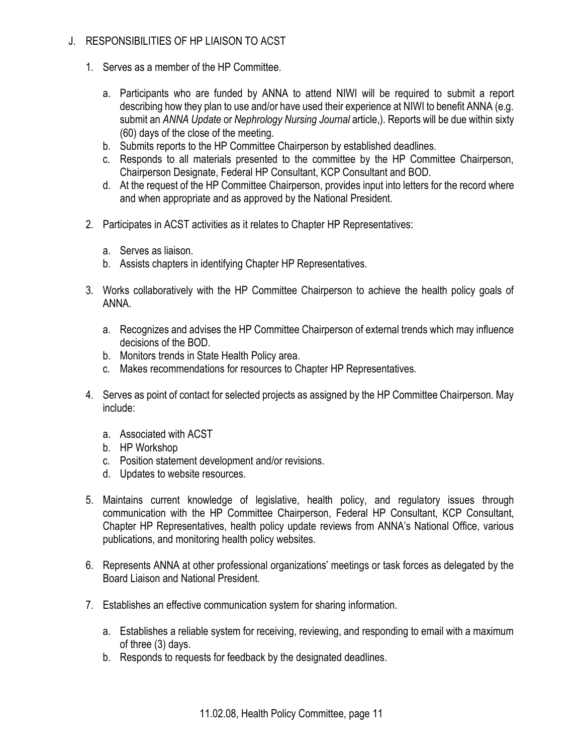J. RESPONSIBILITIES OF HP LIAISON TO ACST

1. Serves as a member of the HP Committee.

   a. Participants who are funded by ANNA to attend NIWI will be required to submit a report describing how they plan to use and/or have used their experience at NIWI to benefit ANNA (e.g. submit an *ANNA Update* or *Nephrology Nursing Journal* article,). Reports will be due within sixty (60) days of the close of the meeting.
   b. Submits reports to the HP Committee Chairperson by established deadlines.
   c. Responds to all materials presented to the committee by the HP Committee Chairperson, Chairperson Designate, Federal HP Consultant, KCP Consultant and BOD.
   d. At the request of the HP Committee Chairperson, provides input into letters for the record where and when appropriate and as approved by the National President.

2. Participates in ACST activities as it relates to Chapter HP Representatives:

   a. Serves as liaison.
   b. Assists chapters in identifying Chapter HP Representatives.

3. Works collaboratively with the HP Committee Chairperson to achieve the health policy goals of ANNA.

   a. Recognizes and advises the HP Committee Chairperson of external trends which may influence decisions of the BOD.
   b. Monitors trends in State Health Policy area.
   c. Makes recommendations for resources to Chapter HP Representatives.

4. Serves as point of contact for selected projects as assigned by the HP Committee Chairperson. May include:

   a. Associated with ACST
   b. HP Workshop
   c. Position statement development and/or revisions.
   d. Updates to website resources.

5. Maintains current knowledge of legislative, health policy, and regulatory issues through communication with the HP Committee Chairperson, Federal HP Consultant, KCP Consultant, Chapter HP Representatives, health policy update reviews from ANNA's National Office, various publications, and monitoring health policy websites.

6. Represents ANNA at other professional organizations' meetings or task forces as delegated by the Board Liaison and National President.

7. Establishes an effective communication system for sharing information.

   a. Establishes a reliable system for receiving, reviewing, and responding to email with a maximum of three (3) days.
   b. Responds to requests for feedback by the designated deadlines.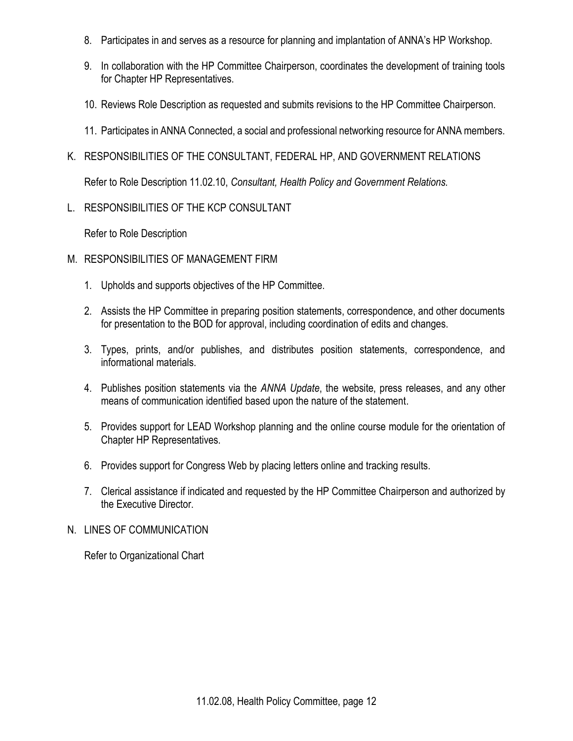8. Participates in and serves as a resource for planning and implantation of ANNA's HP Workshop.

9. In collaboration with the HP Committee Chairperson, coordinates the development of training tools for Chapter HP Representatives.

10. Reviews Role Description as requested and submits revisions to the HP Committee Chairperson.

11. Participates in ANNA Connected, a social and professional networking resource for ANNA members.

K. RESPONSIBILITIES OF THE CONSULTANT, FEDERAL HP, AND GOVERNMENT RELATIONS

Refer to Role Description 11.02.10, *Consultant, Health Policy and Government Relations.*

L. RESPONSIBILITIES OF THE KCP CONSULTANT

Refer to Role Description

M. RESPONSIBILITIES OF MANAGEMENT FIRM

1. Upholds and supports objectives of the HP Committee.

2. Assists the HP Committee in preparing position statements, correspondence, and other documents for presentation to the BOD for approval, including coordination of edits and changes.

3. Types, prints, and/or publishes, and distributes position statements, correspondence, and informational materials.

4. Publishes position statements via the *ANNA Update*, the website, press releases, and any other means of communication identified based upon the nature of the statement.

5. Provides support for LEAD Workshop planning and the online course module for the orientation of Chapter HP Representatives.

6. Provides support for Congress Web by placing letters online and tracking results.

7. Clerical assistance if indicated and requested by the HP Committee Chairperson and authorized by the Executive Director.

N. LINES OF COMMUNICATION

Refer to Organizational Chart